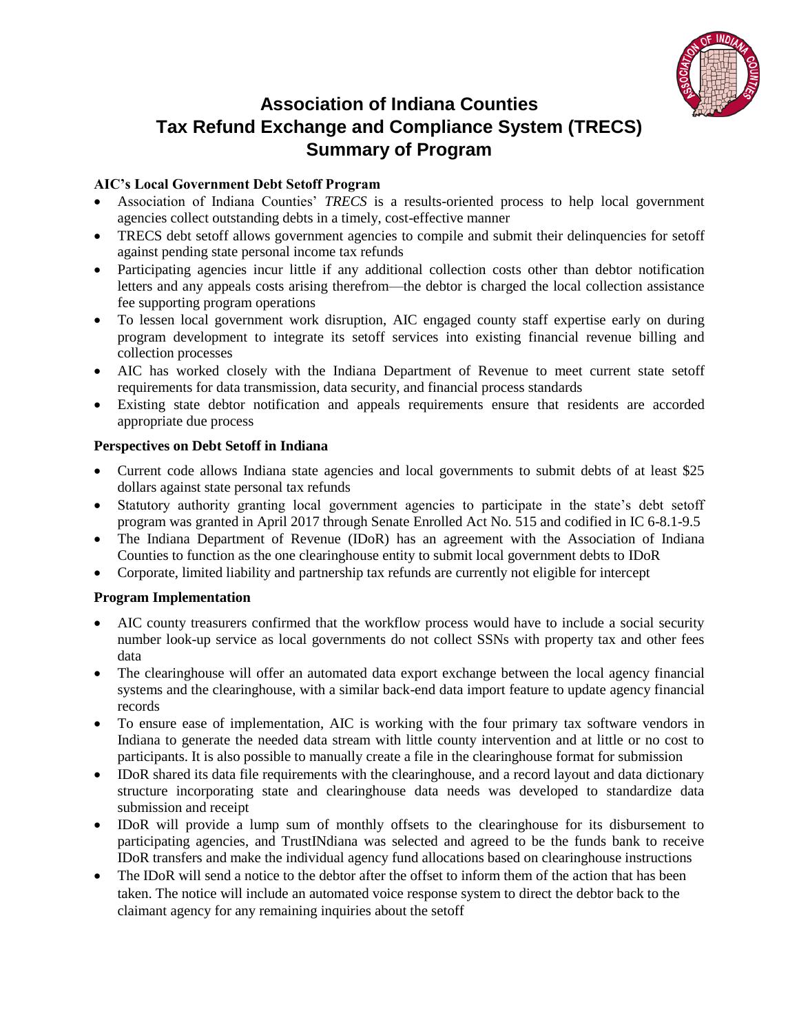# Association of Indiana Counties
# Tax Refund Exchange and Compliance System (TRECS)
# Summary of Program

### AIC's Local Government Debt Setoff Program

- Association of Indiana Counties' *TRECS* is a results-oriented process to help local government agencies collect outstanding debts in a timely, cost-effective manner
- TRECS debt setoff allows government agencies to compile and submit their delinquencies for setoff against pending state personal income tax refunds
- Participating agencies incur little if any additional collection costs other than debtor notification letters and any appeals costs arising therefrom—the debtor is charged the local collection assistance fee supporting program operations
- To lessen local government work disruption, AIC engaged county staff expertise early on during program development to integrate its setoff services into existing financial revenue billing and collection processes
- AIC has worked closely with the Indiana Department of Revenue to meet current state setoff requirements for data transmission, data security, and financial process standards
- Existing state debtor notification and appeals requirements ensure that residents are accorded appropriate due process

### Perspectives on Debt Setoff in Indiana

- Current code allows Indiana state agencies and local governments to submit debts of at least $25 dollars against state personal tax refunds
- Statutory authority granting local government agencies to participate in the state's debt setoff program was granted in April 2017 through Senate Enrolled Act No. 515 and codified in IC 6-8.1-9.5
- The Indiana Department of Revenue (IDoR) has an agreement with the Association of Indiana Counties to function as the one clearinghouse entity to submit local government debts to IDoR
- Corporate, limited liability and partnership tax refunds are currently not eligible for intercept

### Program Implementation

- AIC county treasurers confirmed that the workflow process would have to include a social security number look-up service as local governments do not collect SSNs with property tax and other fees data
- The clearinghouse will offer an automated data export exchange between the local agency financial systems and the clearinghouse, with a similar back-end data import feature to update agency financial records
- To ensure ease of implementation, AIC is working with the four primary tax software vendors in Indiana to generate the needed data stream with little county intervention and at little or no cost to participants. It is also possible to manually create a file in the clearinghouse format for submission
- IDoR shared its data file requirements with the clearinghouse, and a record layout and data dictionary structure incorporating state and clearinghouse data needs was developed to standardize data submission and receipt
- IDoR will provide a lump sum of monthly offsets to the clearinghouse for its disbursement to participating agencies, and TrustINdiana was selected and agreed to be the funds bank to receive IDoR transfers and make the individual agency fund allocations based on clearinghouse instructions
- The IDoR will send a notice to the debtor after the offset to inform them of the action that has been taken. The notice will include an automated voice response system to direct the debtor back to the claimant agency for any remaining inquiries about the setoff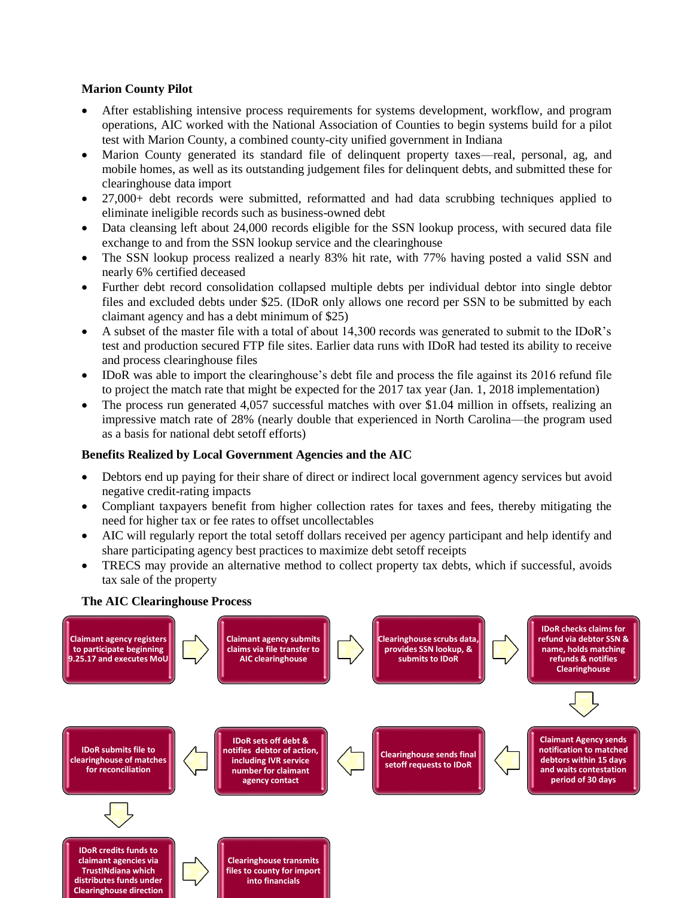**Marion County Pilot**

- After establishing intensive process requirements for systems development, workflow, and program operations, AIC worked with the National Association of Counties to begin systems build for a pilot test with Marion County, a combined county-city unified government in Indiana
- Marion County generated its standard file of delinquent property taxes—real, personal, ag, and mobile homes, as well as its outstanding judgement files for delinquent debts, and submitted these for clearinghouse data import
- 27,000+ debt records were submitted, reformatted and had data scrubbing techniques applied to eliminate ineligible records such as business-owned debt
- Data cleansing left about 24,000 records eligible for the SSN lookup process, with secured data file exchange to and from the SSN lookup service and the clearinghouse
- The SSN lookup process realized a nearly 83% hit rate, with 77% having posted a valid SSN and nearly 6% certified deceased
- Further debt record consolidation collapsed multiple debts per individual debtor into single debtor files and excluded debts under $25. (IDoR only allows one record per SSN to be submitted by each claimant agency and has a debt minimum of $25)
- A subset of the master file with a total of about 14,300 records was generated to submit to the IDoR's test and production secured FTP file sites. Earlier data runs with IDoR had tested its ability to receive and process clearinghouse files
- IDoR was able to import the clearinghouse's debt file and process the file against its 2016 refund file to project the match rate that might be expected for the 2017 tax year (Jan. 1, 2018 implementation)
- The process run generated 4,057 successful matches with over $1.04 million in offsets, realizing an impressive match rate of 28% (nearly double that experienced in North Carolina—the program used as a basis for national debt setoff efforts)

**Benefits Realized by Local Government Agencies and the AIC**

- Debtors end up paying for their share of direct or indirect local government agency services but avoid negative credit-rating impacts
- Compliant taxpayers benefit from higher collection rates for taxes and fees, thereby mitigating the need for higher tax or fee rates to offset uncollectables
- AIC will regularly report the total setoff dollars received per agency participant and help identify and share participating agency best practices to maximize debt setoff receipts
- TRECS may provide an alternative method to collect property tax debts, which if successful, avoids tax sale of the property

**The AIC Clearinghouse Process**

Claimant agency registers to participate beginning 9.25.17 and executes MoU

Claimant agency submits claims via file transfer to AIC clearinghouse

Clearinghouse scrubs data, provides SSN lookup, & submits to IDoR

IDoR checks claims for refund via debtor SSN & name, holds matching refunds & notifies Clearinghouse

Claimant Agency sends notification to matched debtors within 15 days and waits contestation period of 30 days

Clearinghouse sends final setoff requests to IDoR

IDoR sets off debt & notifies debtor of action, including IVR service number for claimant agency contact

IDoR submits file to clearinghouse of matches for reconciliation

IDoR credits funds to claimant agencies via TrustINdiana which distributes funds under Clearinghouse direction

Clearinghouse transmits files to county for import into financials